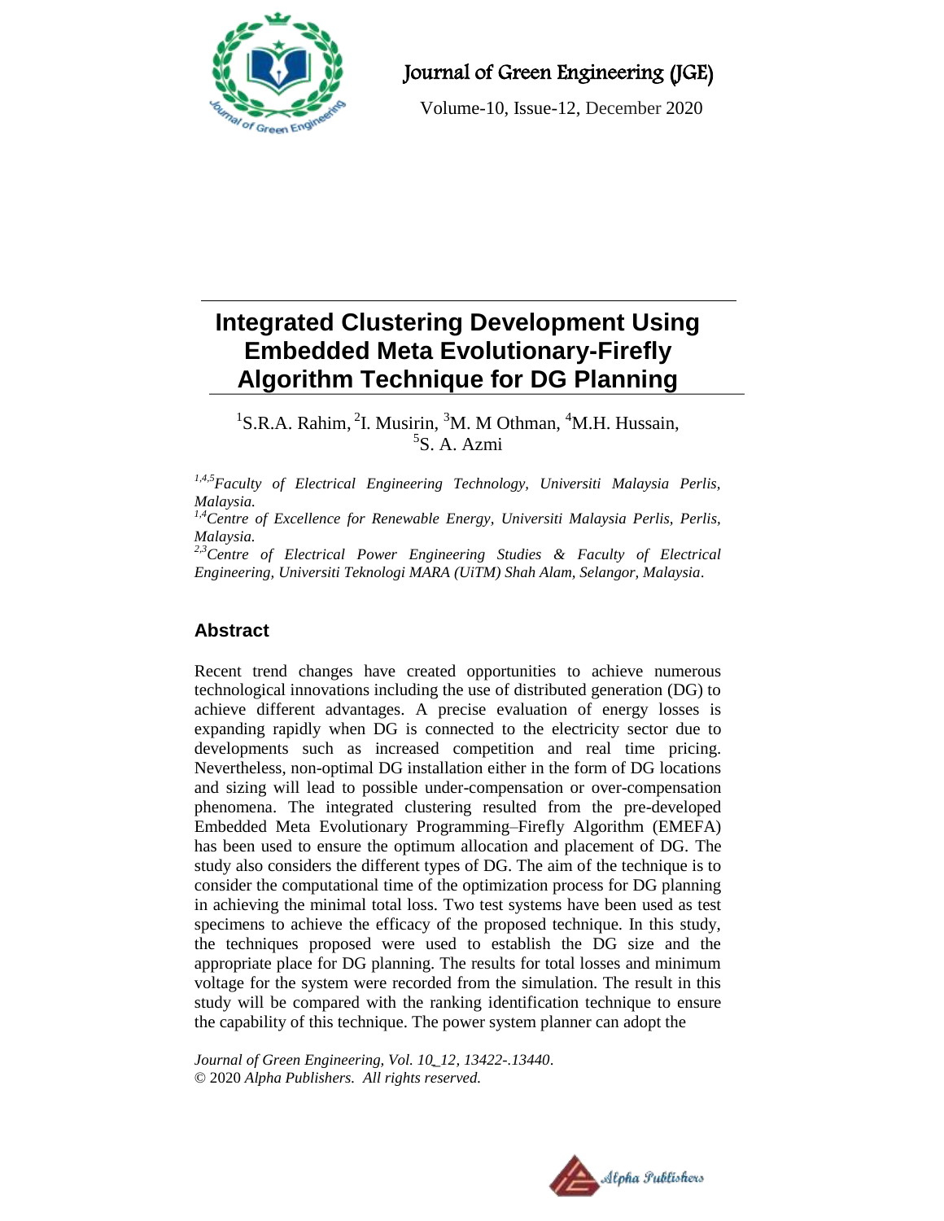# Integrated Clustering Development Using Embedded Meta Evolutionary-Firefly Algorithm Technique for DG Planning

[1]S.R.A. Rahim, [2]I. Musirin, [3]M. M Othman, [4]M.H. Hussain, [5]S. A. Azmi

*[1,4,5]Faculty of Electrical Engineering Technology, Universiti Malaysia Perlis, Malaysia.*
*[1,4]Centre of Excellence for Renewable Energy, Universiti Malaysia Perlis, Perlis, Malaysia.*
*[2,3]Centre of Electrical Power Engineering Studies & Faculty of Electrical Engineering, Universiti Teknologi MARA (UiTM) Shah Alam, Selangor, Malaysia.*

## Abstract

Recent trend changes have created opportunities to achieve numerous technological innovations including the use of distributed generation (DG) to achieve different advantages. A precise evaluation of energy losses is expanding rapidly when DG is connected to the electricity sector due to developments such as increased competition and real time pricing. Nevertheless, non-optimal DG installation either in the form of DG locations and sizing will lead to possible under-compensation or over-compensation phenomena. The integrated clustering resulted from the pre-developed Embedded Meta Evolutionary Programming–Firefly Algorithm (EMEFA) has been used to ensure the optimum allocation and placement of DG. The study also considers the different types of DG. The aim of the technique is to consider the computational time of the optimization process for DG planning in achieving the minimal total loss. Two test systems have been used as test specimens to achieve the efficacy of the proposed technique. In this study, the techniques proposed were used to establish the DG size and the appropriate place for DG planning. The results for total losses and minimum voltage for the system were recorded from the simulation. The result in this study will be compared with the ranking identification technique to ensure the capability of this technique. The power system planner can adopt the

*Journal of Green Engineering, Vol. 10_12, 13422-.13440.*
© 2020 *Alpha Publishers. All rights reserved.*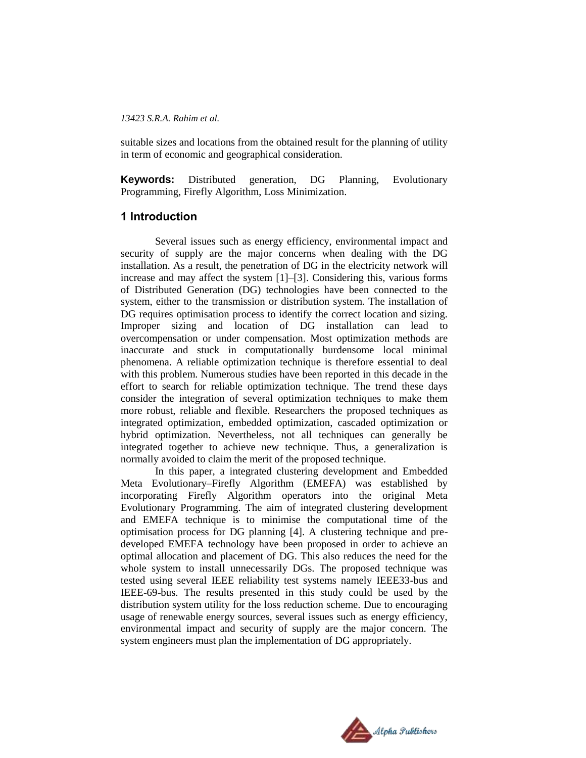suitable sizes and locations from the obtained result for the planning of utility in term of economic and geographical consideration.

**Keywords:** Distributed generation, DG Planning, Evolutionary Programming, Firefly Algorithm, Loss Minimization.

## 1 Introduction

Several issues such as energy efficiency, environmental impact and security of supply are the major concerns when dealing with the DG installation. As a result, the penetration of DG in the electricity network will increase and may affect the system [1]–[3]. Considering this, various forms of Distributed Generation (DG) technologies have been connected to the system, either to the transmission or distribution system. The installation of DG requires optimisation process to identify the correct location and sizing. Improper sizing and location of DG installation can lead to overcompensation or under compensation. Most optimization methods are inaccurate and stuck in computationally burdensome local minimal phenomena. A reliable optimization technique is therefore essential to deal with this problem. Numerous studies have been reported in this decade in the effort to search for reliable optimization technique. The trend these days consider the integration of several optimization techniques to make them more robust, reliable and flexible. Researchers the proposed techniques as integrated optimization, embedded optimization, cascaded optimization or hybrid optimization. Nevertheless, not all techniques can generally be integrated together to achieve new technique. Thus, a generalization is normally avoided to claim the merit of the proposed technique.

In this paper, a integrated clustering development and Embedded Meta Evolutionary–Firefly Algorithm (EMEFA) was established by incorporating Firefly Algorithm operators into the original Meta Evolutionary Programming. The aim of integrated clustering development and EMEFA technique is to minimise the computational time of the optimisation process for DG planning [4]. A clustering technique and pre-developed EMEFA technology have been proposed in order to achieve an optimal allocation and placement of DG. This also reduces the need for the whole system to install unnecessarily DGs. The proposed technique was tested using several IEEE reliability test systems namely IEEE33-bus and IEEE-69-bus. The results presented in this study could be used by the distribution system utility for the loss reduction scheme. Due to encouraging usage of renewable energy sources, several issues such as energy efficiency, environmental impact and security of supply are the major concern. The system engineers must plan the implementation of DG appropriately.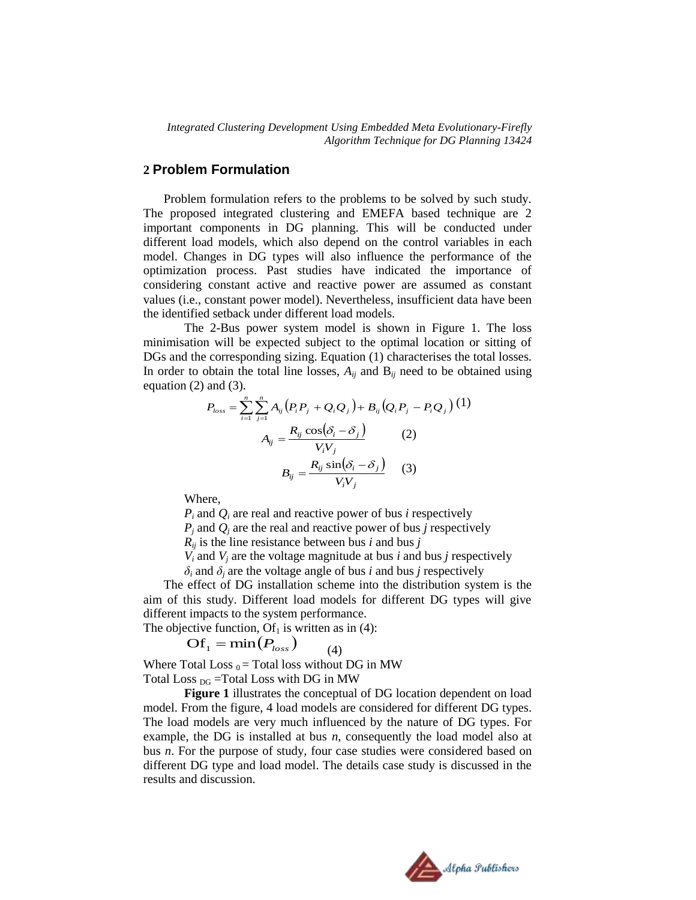## 2 Problem Formulation

Problem formulation refers to the problems to be solved by such study. The proposed integrated clustering and EMEFA based technique are 2 important components in DG planning. This will be conducted under different load models, which also depend on the control variables in each model. Changes in DG types will also influence the performance of the optimization process. Past studies have indicated the importance of considering constant active and reactive power are assumed as constant values (i.e., constant power model). Nevertheless, insufficient data have been the identified setback under different load models.

The 2-Bus power system model is shown in Figure 1. The loss minimisation will be expected subject to the optimal location or sitting of DGs and the corresponding sizing. Equation (1) characterises the total losses. In order to obtain the total line losses, $A_{ij}$ and $B_{ij}$ need to be obtained using equation (2) and (3).

$$P_{loss} = \sum_{i=1}^{n}\sum_{j=1}^{n} A_{ij}\left(P_i P_j + Q_i Q_j\right) + B_{ij}\left(Q_i P_j - P_i Q_j\right) \quad (1)$$

$$A_{ij} = \frac{R_{ij}\cos\left(\delta_i - \delta_j\right)}{V_i V_j} \quad (2)$$

$$B_{ij} = \frac{R_{ij}\sin\left(\delta_i - \delta_j\right)}{V_i V_j} \quad (3)$$

Where,

$P_i$ and $Q_i$ are real and reactive power of bus *i* respectively

$P_j$ and $Q_j$ are the real and reactive power of bus *j* respectively

$R_{ij}$ is the line resistance between bus *i* and bus *j*

$V_i$ and $V_j$ are the voltage magnitude at bus *i* and bus *j* respectively

$\delta_i$ and $\delta_j$ are the voltage angle of bus *i* and bus *j* respectively

The effect of DG installation scheme into the distribution system is the aim of this study. Different load models for different DG types will give different impacts to the system performance.

The objective function, $\mathrm{Of}_1$ is written as in (4):

$$\mathrm{Of}_1 = \min\left(P_{loss}\right) \quad (4)$$

Where Total Loss $_0$ = Total loss without DG in MW

Total Loss $_{DG}$ =Total Loss with DG in MW

**Figure 1** illustrates the conceptual of DG location dependent on load model. From the figure, 4 load models are considered for different DG types. The load models are very much influenced by the nature of DG types. For example, the DG is installed at bus *n*, consequently the load model also at bus *n*. For the purpose of study, four case studies were considered based on different DG type and load model. The details case study is discussed in the results and discussion.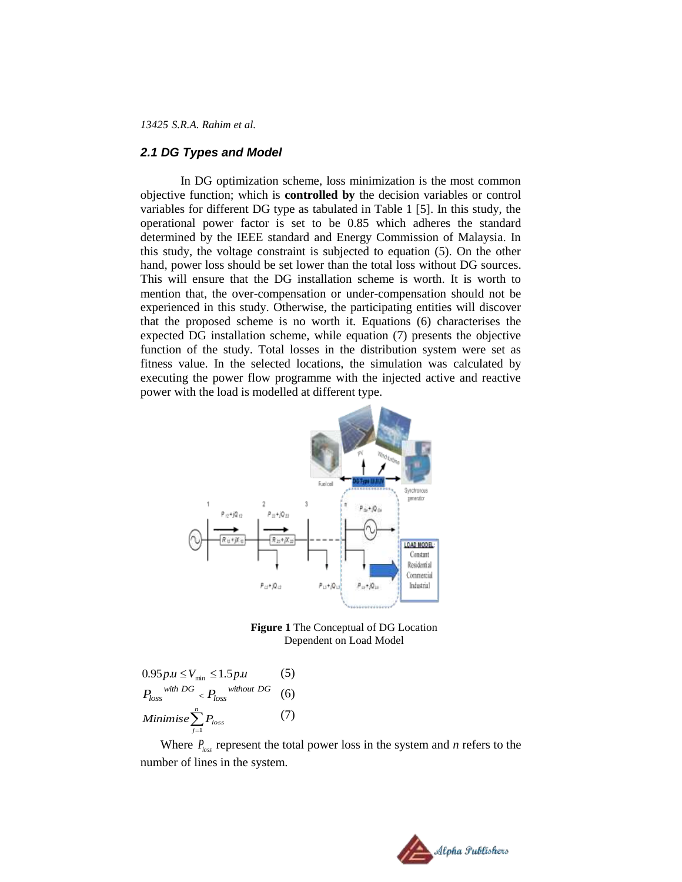### *2.1 DG Types and Model*

In DG optimization scheme, loss minimization is the most common objective function; which is **controlled by** the decision variables or control variables for different DG type as tabulated in Table 1 [5]. In this study, the operational power factor is set to be 0.85 which adheres the standard determined by the IEEE standard and Energy Commission of Malaysia. In this study, the voltage constraint is subjected to equation (5). On the other hand, power loss should be set lower than the total loss without DG sources. This will ensure that the DG installation scheme is worth. It is worth to mention that, the over-compensation or under-compensation should not be experienced in this study. Otherwise, the participating entities will discover that the proposed scheme is no worth it. Equations (6) characterises the expected DG installation scheme, while equation (7) presents the objective function of the study. Total losses in the distribution system were set as fitness value. In the selected locations, the simulation was calculated by executing the power flow programme with the injected active and reactive power with the load is modelled at different type.

**Figure 1** The Conceptual of DG Location Dependent on Load Model

$$0.95 p.u \leq V_{\min} \leq 1.5 p.u \qquad (5)$$

$$P_{loss}^{\ with\ DG} < P_{loss}^{\ without\ DG} \qquad (6)$$

$$Minimise \sum_{j=1}^{n} P_{loss} \qquad (7)$$

Where $P_{loss}$ represent the total power loss in the system and *n* refers to the number of lines in the system.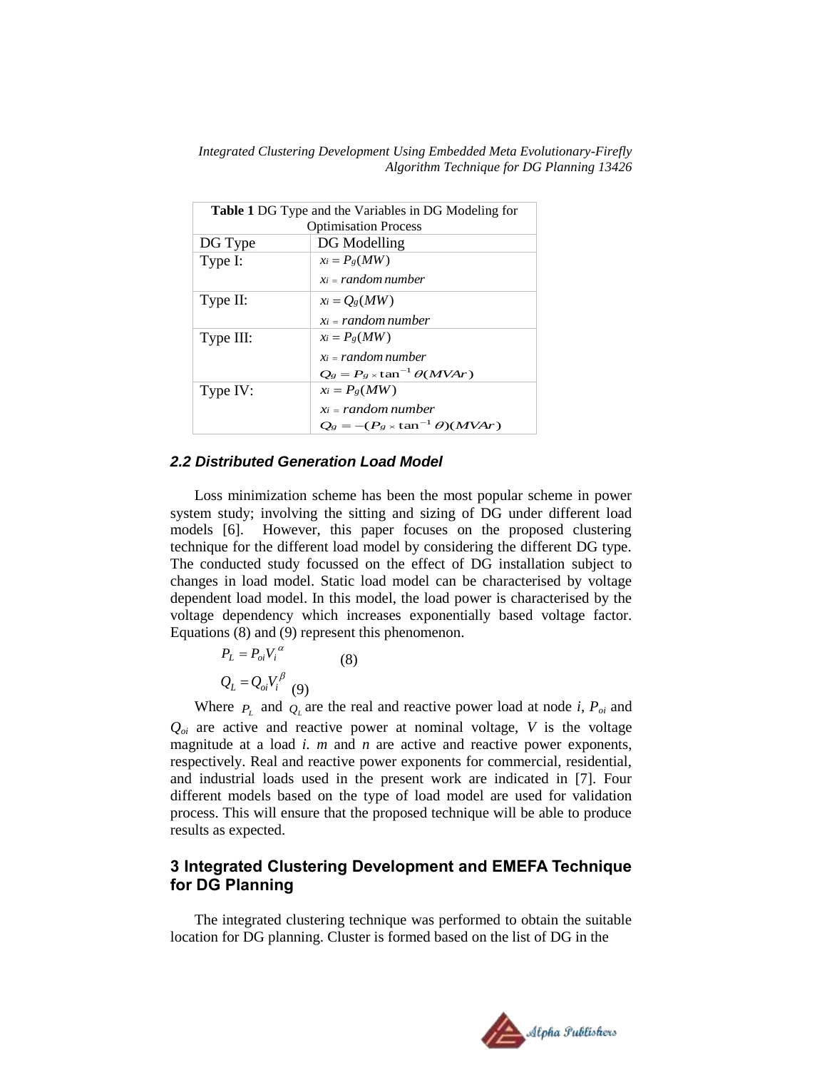| **Table 1** DG Type and the Variables in DG Modeling for Optimisation Process | |
|---|---|
| DG Type | DG Modelling |
| Type I: | $x_i = P_g(MW)$<br>$x_i = random\ number$ |
| Type II: | $x_i = Q_g(MW)$<br>$x_i = random\ number$ |
| Type III: | $x_i = P_g(MW)$<br>$x_i = random\ number$<br>$Q_g = P_g \times \tan^{-1}\theta(MVAr)$ |
| Type IV: | $x_i = P_g(MW)$<br>$x_i = random\ number$<br>$Q_g = -(P_g \times \tan^{-1}\theta)(MVAr)$ |

### 2.2 Distributed Generation Load Model

Loss minimization scheme has been the most popular scheme in power system study; involving the sitting and sizing of DG under different load models [6]. However, this paper focuses on the proposed clustering technique for the different load model by considering the different DG type. The conducted study focussed on the effect of DG installation subject to changes in load model. Static load model can be characterised by voltage dependent load model. In this model, the load power is characterised by the voltage dependency which increases exponentially based voltage factor. Equations (8) and (9) represent this phenomenon.

$$P_L = P_{oi} V_i^{\alpha} \quad (8)$$

$$Q_L = Q_{oi} V_i^{\beta} \quad (9)$$

Where $P_L$ and $Q_L$ are the real and reactive power load at node *i*, $P_{oi}$ and $Q_{oi}$ are active and reactive power at nominal voltage, $V$ is the voltage magnitude at a load *i*. *m* and *n* are active and reactive power exponents, respectively. Real and reactive power exponents for commercial, residential, and industrial loads used in the present work are indicated in [7]. Four different models based on the type of load model are used for validation process. This will ensure that the proposed technique will be able to produce results as expected.

## 3 Integrated Clustering Development and EMEFA Technique for DG Planning

The integrated clustering technique was performed to obtain the suitable location for DG planning. Cluster is formed based on the list of DG in the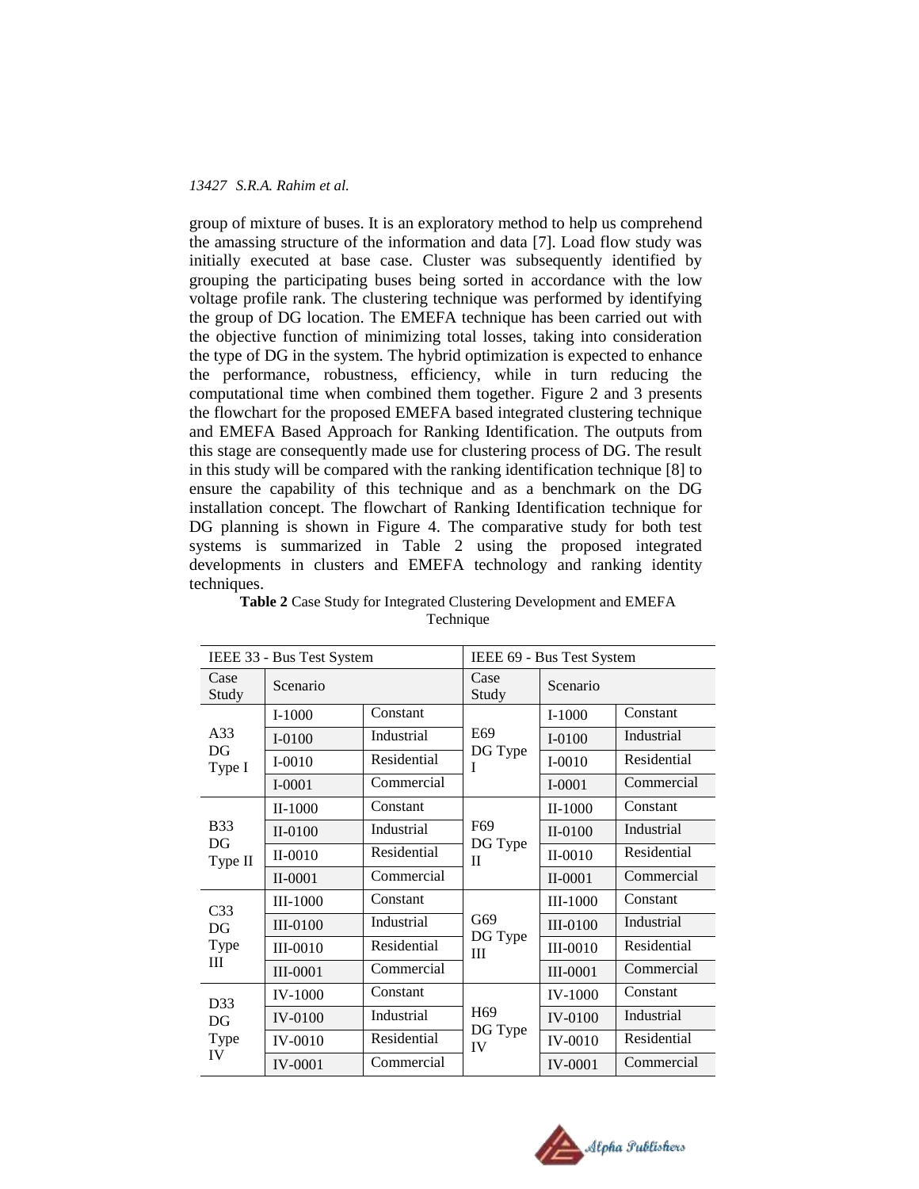group of mixture of buses. It is an exploratory method to help us comprehend the amassing structure of the information and data [7]. Load flow study was initially executed at base case. Cluster was subsequently identified by grouping the participating buses being sorted in accordance with the low voltage profile rank. The clustering technique was performed by identifying the group of DG location. The EMEFA technique has been carried out with the objective function of minimizing total losses, taking into consideration the type of DG in the system. The hybrid optimization is expected to enhance the performance, robustness, efficiency, while in turn reducing the computational time when combined them together. Figure 2 and 3 presents the flowchart for the proposed EMEFA based integrated clustering technique and EMEFA Based Approach for Ranking Identification. The outputs from this stage are consequently made use for clustering process of DG. The result in this study will be compared with the ranking identification technique [8] to ensure the capability of this technique and as a benchmark on the DG installation concept. The flowchart of Ranking Identification technique for DG planning is shown in Figure 4. The comparative study for both test systems is summarized in Table 2 using the proposed integrated developments in clusters and EMEFA technology and ranking identity techniques.

**Table 2** Case Study for Integrated Clustering Development and EMEFA Technique

| IEEE 33 - Bus Test System | | | IEEE 69 - Bus Test System | | |
|---|---|---|---|---|---|
| Case Study | Scenario | | Case Study | Scenario | |
| A33 DG Type I | I-1000 | Constant | E69 DG Type I | I-1000 | Constant |
| | I-0100 | Industrial | | I-0100 | Industrial |
| | I-0010 | Residential | | I-0010 | Residential |
| | I-0001 | Commercial | | I-0001 | Commercial |
| B33 DG Type II | II-1000 | Constant | F69 DG Type II | II-1000 | Constant |
| | II-0100 | Industrial | | II-0100 | Industrial |
| | II-0010 | Residential | | II-0010 | Residential |
| | II-0001 | Commercial | | II-0001 | Commercial |
| C33 DG Type III | III-1000 | Constant | G69 DG Type III | III-1000 | Constant |
| | III-0100 | Industrial | | III-0100 | Industrial |
| | III-0010 | Residential | | III-0010 | Residential |
| | III-0001 | Commercial | | III-0001 | Commercial |
| D33 DG Type IV | IV-1000 | Constant | H69 DG Type IV | IV-1000 | Constant |
| | IV-0100 | Industrial | | IV-0100 | Industrial |
| | IV-0010 | Residential | | IV-0010 | Residential |
| | IV-0001 | Commercial | | IV-0001 | Commercial |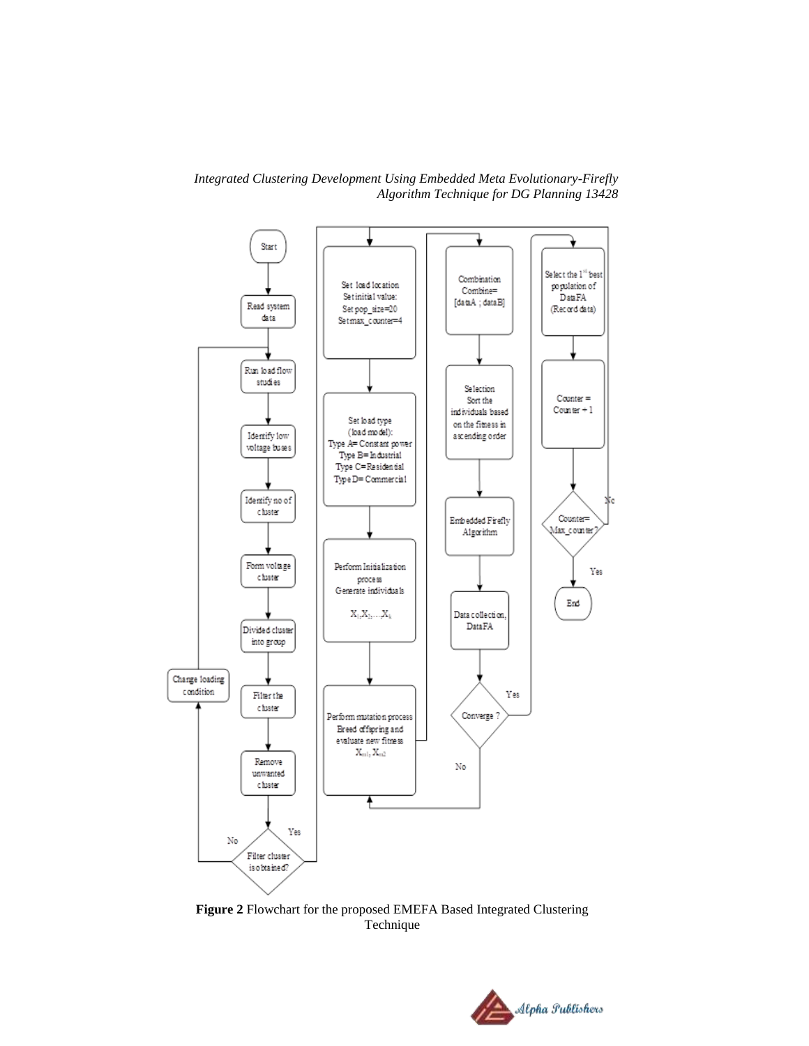**Figure 2** Flowchart for the proposed EMEFA Based Integrated Clustering Technique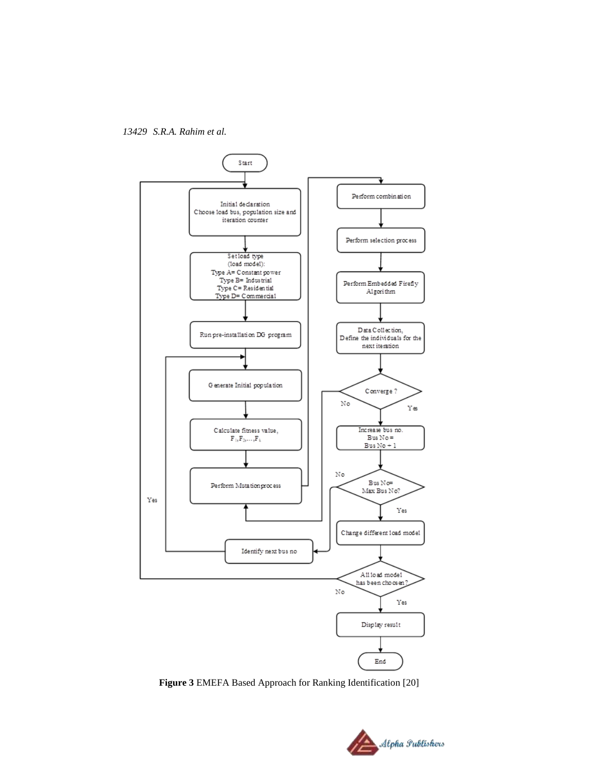**Figure 3** EMEFA Based Approach for Ranking Identification [20]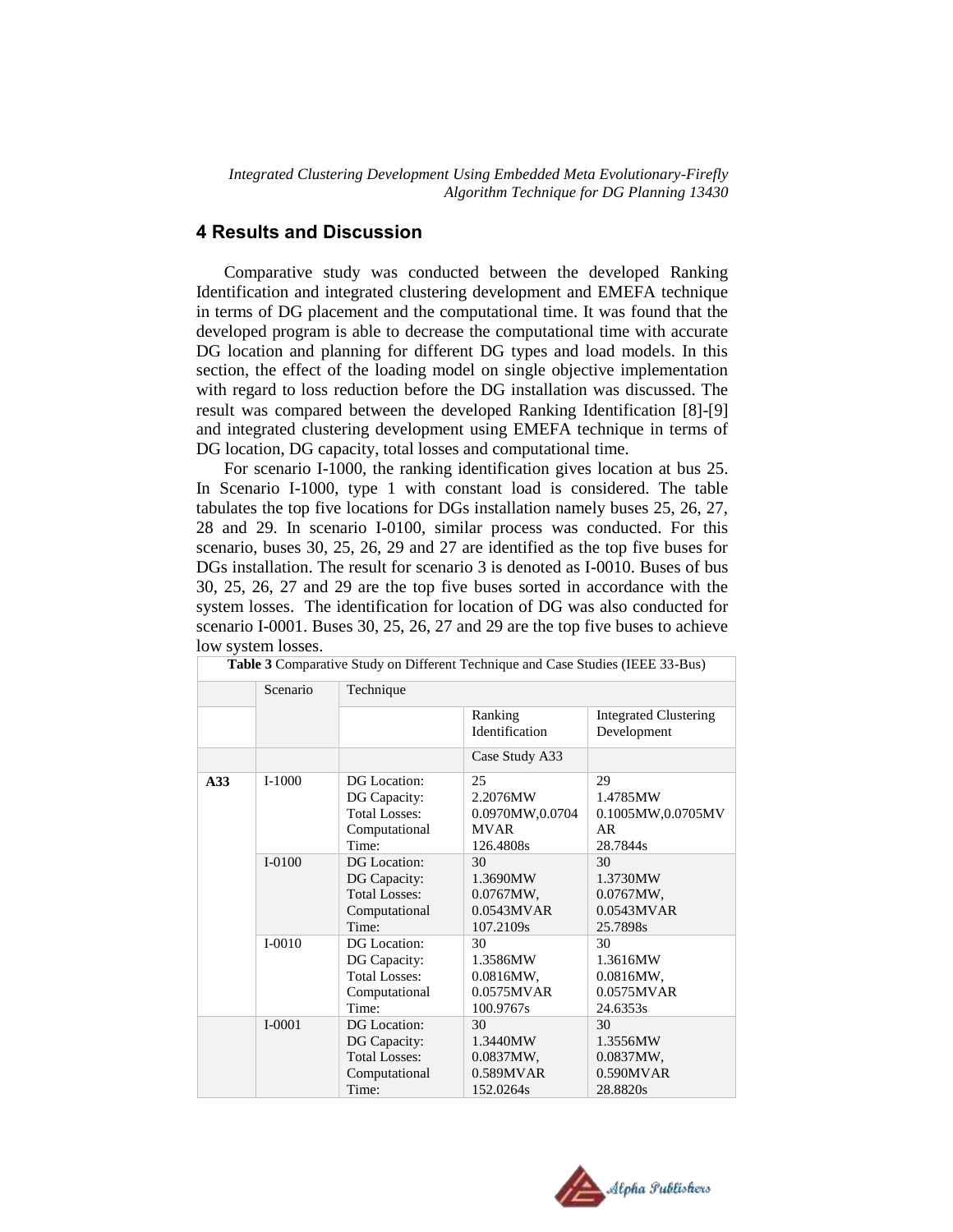## 4 Results and Discussion

Comparative study was conducted between the developed Ranking Identification and integrated clustering development and EMEFA technique in terms of DG placement and the computational time. It was found that the developed program is able to decrease the computational time with accurate DG location and planning for different DG types and load models. In this section, the effect of the loading model on single objective implementation with regard to loss reduction before the DG installation was discussed. The result was compared between the developed Ranking Identification [8]-[9] and integrated clustering development using EMEFA technique in terms of DG location, DG capacity, total losses and computational time.

For scenario I-1000, the ranking identification gives location at bus 25. In Scenario I-1000, type 1 with constant load is considered. The table tabulates the top five locations for DGs installation namely buses 25, 26, 27, 28 and 29. In scenario I-0100, similar process was conducted. For this scenario, buses 30, 25, 26, 29 and 27 are identified as the top five buses for DGs installation. The result for scenario 3 is denoted as I-0010. Buses of bus 30, 25, 26, 27 and 29 are the top five buses sorted in accordance with the system losses. The identification for location of DG was also conducted for scenario I-0001. Buses 30, 25, 26, 27 and 29 are the top five buses to achieve low system losses.

**Table 3** Comparative Study on Different Technique and Case Studies (IEEE 33-Bus)

| | Scenario | Technique | | |
|---|---|---|---|---|
| | | | Ranking Identification | Integrated Clustering Development |
| | | | Case Study A33 | |
| **A33** | I-1000 | DG Location:<br>DG Capacity:<br>Total Losses:<br>Computational Time: | 25<br>2.2076MW<br>0.0970MW,0.0704 MVAR<br>126.4808s | 29<br>1.4785MW<br>0.1005MW,0.0705MVAR<br>28.7844s |
| | I-0100 | DG Location:<br>DG Capacity:<br>Total Losses:<br>Computational Time: | 30<br>1.3690MW<br>0.0767MW, 0.0543MVAR<br>107.2109s | 30<br>1.3730MW<br>0.0767MW, 0.0543MVAR<br>25.7898s |
| | I-0010 | DG Location:<br>DG Capacity:<br>Total Losses:<br>Computational Time: | 30<br>1.3586MW<br>0.0816MW, 0.0575MVAR<br>100.9767s | 30<br>1.3616MW<br>0.0816MW, 0.0575MVAR<br>24.6353s |
| | I-0001 | DG Location:<br>DG Capacity:<br>Total Losses:<br>Computational Time: | 30<br>1.3440MW<br>0.0837MW, 0.589MVAR<br>152.0264s | 30<br>1.3556MW<br>0.0837MW, 0.590MVAR<br>28.8820s |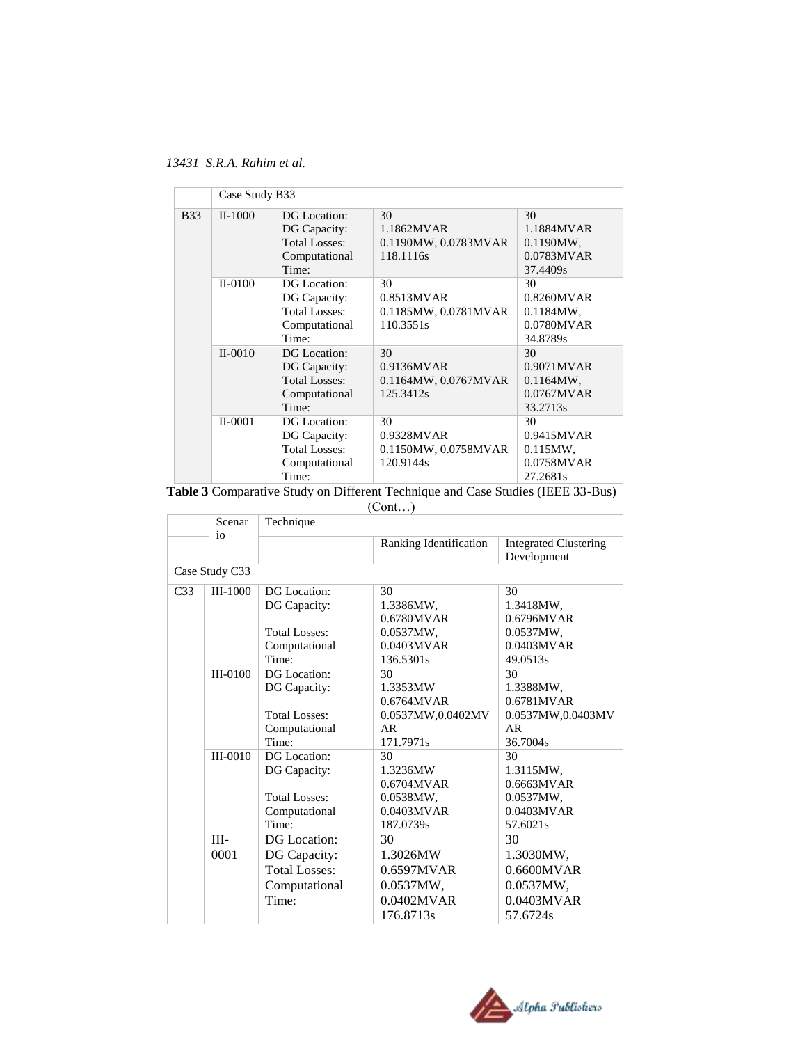| | Case Study B33 | | | |
|---|---|---|---|---|
| B33 | II-1000 | DG Location: DG Capacity: Total Losses: Computational Time: | 30 1.1862MVAR 0.1190MW, 0.0783MVAR 118.1116s | 30 1.1884MVAR 0.1190MW, 0.0783MVAR 37.4409s |
| | II-0100 | DG Location: DG Capacity: Total Losses: Computational Time: | 30 0.8513MVAR 0.1185MW, 0.0781MVAR 110.3551s | 30 0.8260MVAR 0.1184MW, 0.0780MVAR 34.8789s |
| | II-0010 | DG Location: DG Capacity: Total Losses: Computational Time: | 30 0.9136MVAR 0.1164MW, 0.0767MVAR 125.3412s | 30 0.9071MVAR 0.1164MW, 0.0767MVAR 33.2713s |
| | II-0001 | DG Location: DG Capacity: Total Losses: Computational Time: | 30 0.9328MVAR 0.1150MW, 0.0758MVAR 120.9144s | 30 0.9415MVAR 0.115MW, 0.0758MVAR 27.2681s |

**Table 3** Comparative Study on Different Technique and Case Studies (IEEE 33-Bus) (Cont…)

| | Scenario | Technique | | |
|---|---|---|---|---|
| | | | Ranking Identification | Integrated Clustering Development |
| Case Study C33 | | | | |
| C33 | III-1000 | DG Location: DG Capacity: Total Losses: Computational Time: | 30 1.3386MW, 0.6780MVAR 0.0537MW, 0.0403MVAR 136.5301s | 30 1.3418MW, 0.6796MVAR 0.0537MW, 0.0403MVAR 49.0513s |
| | III-0100 | DG Location: DG Capacity: Total Losses: Computational Time: | 30 1.3353MW 0.6764MVAR 0.0537MW,0.0402MVAR 171.7971s | 30 1.3388MW, 0.6781MVAR 0.0537MW,0.0403MVAR 36.7004s |
| | III-0010 | DG Location: DG Capacity: Total Losses: Computational Time: | 30 1.3236MW 0.6704MVAR 0.0538MW, 0.0403MVAR 187.0739s | 30 1.3115MW, 0.6663MVAR 0.0537MW, 0.0403MVAR 57.6021s |
| | III-0001 | DG Location: DG Capacity: Total Losses: Computational Time: | 30 1.3026MW 0.6597MVAR 0.0537MW, 0.0402MVAR 176.8713s | 30 1.3030MW, 0.6600MVAR 0.0537MW, 0.0403MVAR 57.6724s |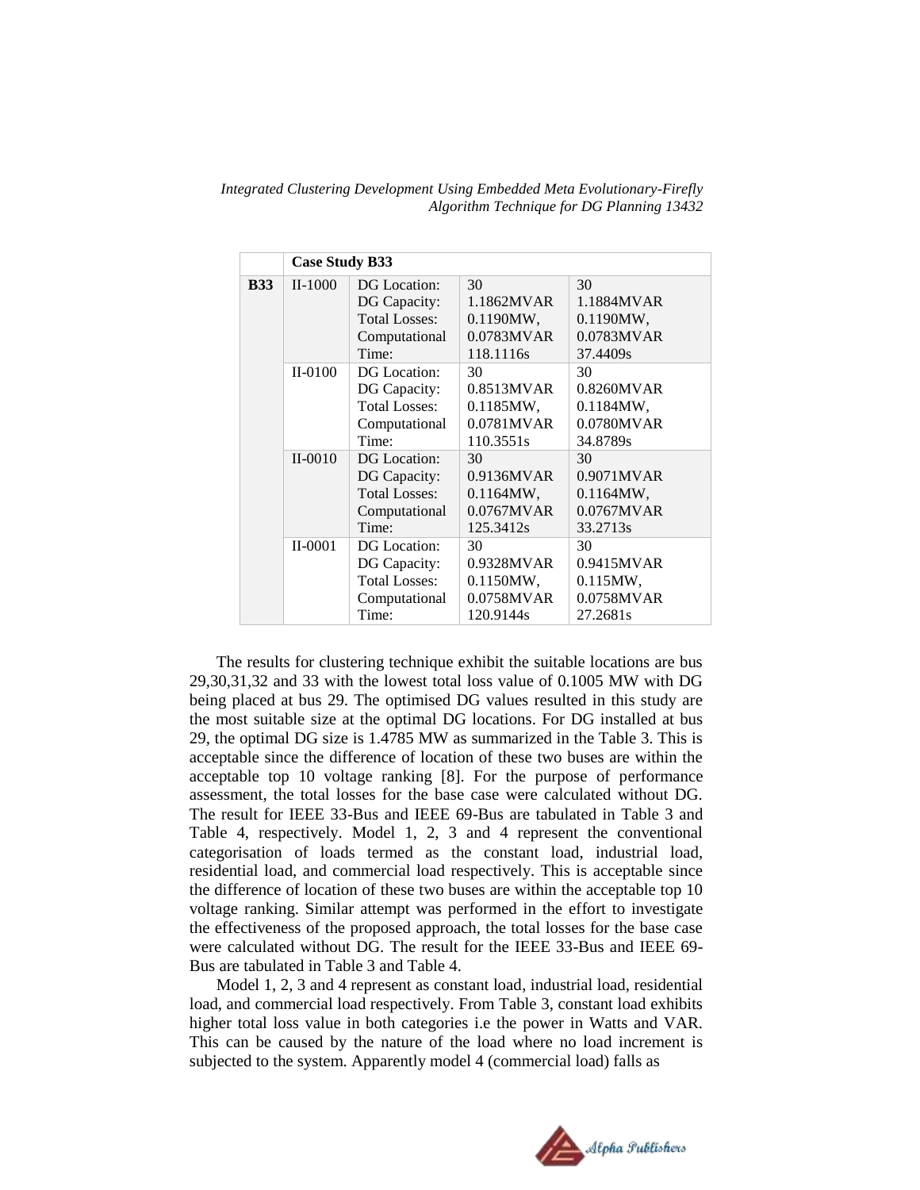| | Case Study B33 | | | |
|---|---|---|---|---|
| **B33** | II-1000 | DG Location:<br>DG Capacity:<br>Total Losses:<br>Computational Time: | 30<br>1.1862MVAR<br>0.1190MW,<br>0.0783MVAR<br>118.1116s | 30<br>1.1884MVAR<br>0.1190MW,<br>0.0783MVAR<br>37.4409s |
| | II-0100 | DG Location:<br>DG Capacity:<br>Total Losses:<br>Computational Time: | 30<br>0.8513MVAR<br>0.1185MW,<br>0.0781MVAR<br>110.3551s | 30<br>0.8260MVAR<br>0.1184MW,<br>0.0780MVAR<br>34.8789s |
| | II-0010 | DG Location:<br>DG Capacity:<br>Total Losses:<br>Computational Time: | 30<br>0.9136MVAR<br>0.1164MW,<br>0.0767MVAR<br>125.3412s | 30<br>0.9071MVAR<br>0.1164MW,<br>0.0767MVAR<br>33.2713s |
| | II-0001 | DG Location:<br>DG Capacity:<br>Total Losses:<br>Computational Time: | 30<br>0.9328MVAR<br>0.1150MW,<br>0.0758MVAR<br>120.9144s | 30<br>0.9415MVAR<br>0.115MW,<br>0.0758MVAR<br>27.2681s |

The results for clustering technique exhibit the suitable locations are bus 29,30,31,32 and 33 with the lowest total loss value of 0.1005 MW with DG being placed at bus 29. The optimised DG values resulted in this study are the most suitable size at the optimal DG locations. For DG installed at bus 29, the optimal DG size is 1.4785 MW as summarized in the Table 3. This is acceptable since the difference of location of these two buses are within the acceptable top 10 voltage ranking [8]. For the purpose of performance assessment, the total losses for the base case were calculated without DG. The result for IEEE 33-Bus and IEEE 69-Bus are tabulated in Table 3 and Table 4, respectively. Model 1, 2, 3 and 4 represent the conventional categorisation of loads termed as the constant load, industrial load, residential load, and commercial load respectively. This is acceptable since the difference of location of these two buses are within the acceptable top 10 voltage ranking. Similar attempt was performed in the effort to investigate the effectiveness of the proposed approach, the total losses for the base case were calculated without DG. The result for the IEEE 33-Bus and IEEE 69-Bus are tabulated in Table 3 and Table 4.

Model 1, 2, 3 and 4 represent as constant load, industrial load, residential load, and commercial load respectively. From Table 3, constant load exhibits higher total loss value in both categories i.e the power in Watts and VAR. This can be caused by the nature of the load where no load increment is subjected to the system. Apparently model 4 (commercial load) falls as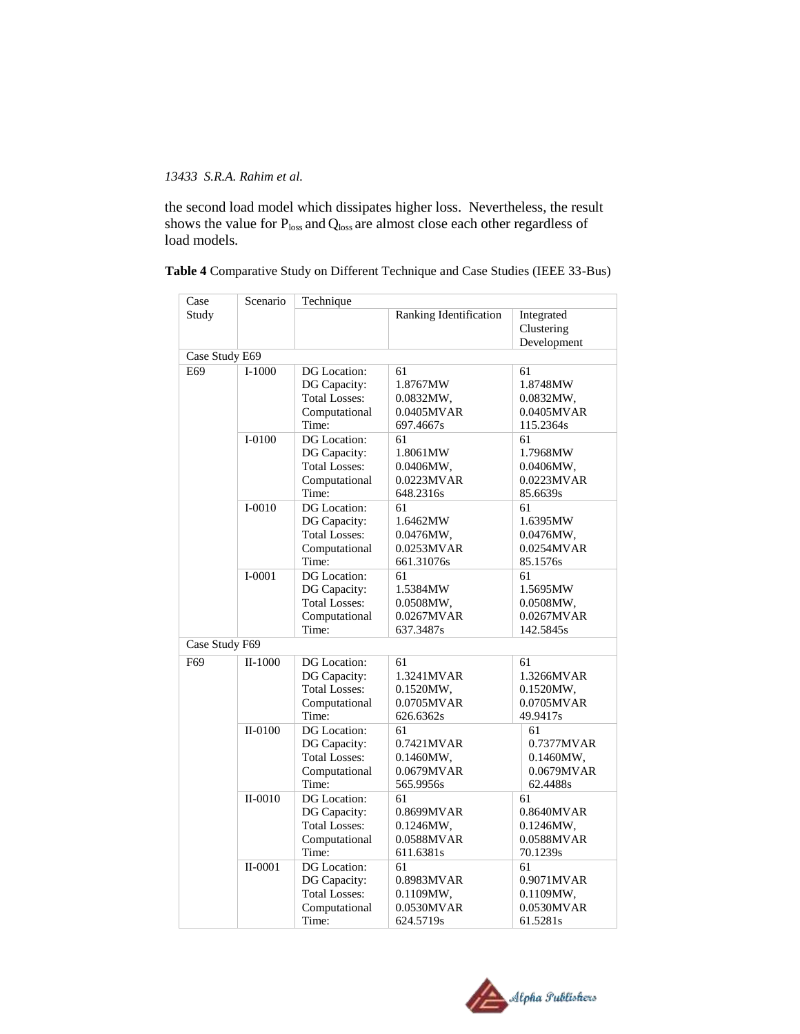the second load model which dissipates higher loss. Nevertheless, the result shows the value for $P_{loss}$ and $Q_{loss}$ are almost close each other regardless of load models.

**Table 4** Comparative Study on Different Technique and Case Studies (IEEE 33-Bus)

| Case Study | Scenario | Technique | | |
|---|---|---|---|---|
| | | | Ranking Identification | Integrated Clustering Development |
| Case Study E69 | | | | |
| E69 | I-1000 | DG Location:<br>DG Capacity:<br>Total Losses:<br>Computational Time: | 61<br>1.8767MW<br>0.0832MW,<br>0.0405MVAR<br>697.4667s | 61<br>1.8748MW<br>0.0832MW,<br>0.0405MVAR<br>115.2364s |
| | I-0100 | DG Location:<br>DG Capacity:<br>Total Losses:<br>Computational Time: | 61<br>1.8061MW<br>0.0406MW,<br>0.0223MVAR<br>648.2316s | 61<br>1.7968MW<br>0.0406MW,<br>0.0223MVAR<br>85.6639s |
| | I-0010 | DG Location:<br>DG Capacity:<br>Total Losses:<br>Computational Time: | 61<br>1.6462MW<br>0.0476MW,<br>0.0253MVAR<br>661.31076s | 61<br>1.6395MW<br>0.0476MW,<br>0.0254MVAR<br>85.1576s |
| | I-0001 | DG Location:<br>DG Capacity:<br>Total Losses:<br>Computational Time: | 61<br>1.5384MW<br>0.0508MW,<br>0.0267MVAR<br>637.3487s | 61<br>1.5695MW<br>0.0508MW,<br>0.0267MVAR<br>142.5845s |
| Case Study F69 | | | | |
| F69 | II-1000 | DG Location:<br>DG Capacity:<br>Total Losses:<br>Computational Time: | 61<br>1.3241MVAR<br>0.1520MW,<br>0.0705MVAR<br>626.6362s | 61<br>1.3266MVAR<br>0.1520MW,<br>0.0705MVAR<br>49.9417s |
| | II-0100 | DG Location:<br>DG Capacity:<br>Total Losses:<br>Computational Time: | 61<br>0.7421MVAR<br>0.1460MW,<br>0.0679MVAR<br>565.9956s | 61<br>0.7377MVAR<br>0.1460MW,<br>0.0679MVAR<br>62.4488s |
| | II-0010 | DG Location:<br>DG Capacity:<br>Total Losses:<br>Computational Time: | 61<br>0.8699MVAR<br>0.1246MW,<br>0.0588MVAR<br>611.6381s | 61<br>0.8640MVAR<br>0.1246MW,<br>0.0588MVAR<br>70.1239s |
| | II-0001 | DG Location:<br>DG Capacity:<br>Total Losses:<br>Computational Time: | 61<br>0.8983MVAR<br>0.1109MW,<br>0.0530MVAR<br>624.5719s | 61<br>0.9071MVAR<br>0.1109MW,<br>0.0530MVAR<br>61.5281s |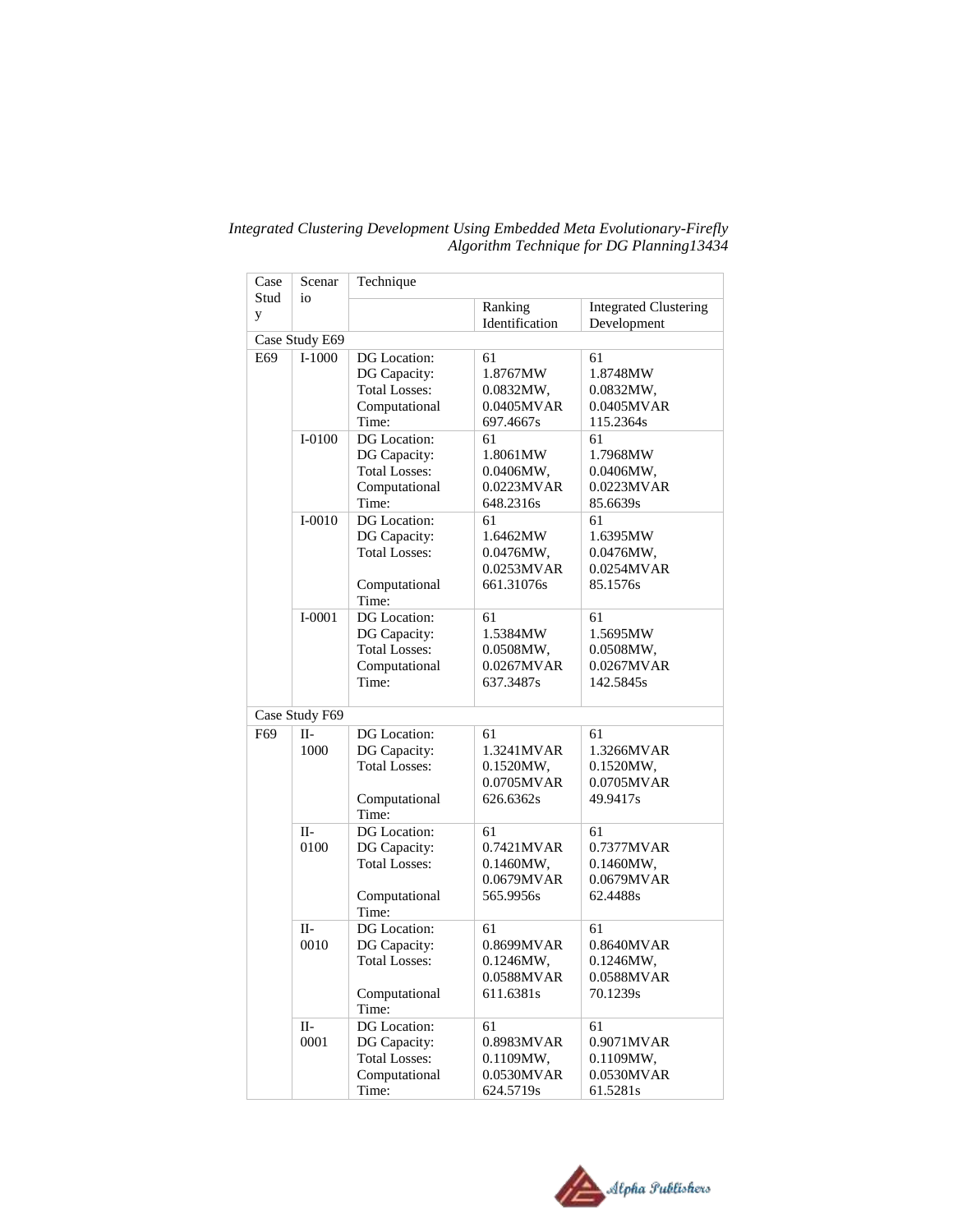| Case Study | Scenario | Technique | | |
|---|---|---|---|---|
| | | | Ranking Identification | Integrated Clustering Development |
| Case Study E69 | | | | |
| E69 | I-1000 | DG Location:<br>DG Capacity:<br>Total Losses:<br><br>Computational Time: | 61<br>1.8767MW<br>0.0832MW,<br>0.0405MVAR<br>697.4667s | 61<br>1.8748MW<br>0.0832MW,<br>0.0405MVAR<br>115.2364s |
| | I-0100 | DG Location:<br>DG Capacity:<br>Total Losses:<br><br>Computational Time: | 61<br>1.8061MW<br>0.0406MW,<br>0.0223MVAR<br>648.2316s | 61<br>1.7968MW<br>0.0406MW,<br>0.0223MVAR<br>85.6639s |
| | I-0010 | DG Location:<br>DG Capacity:<br>Total Losses:<br><br>Computational Time: | 61<br>1.6462MW<br>0.0476MW,<br>0.0253MVAR<br>661.31076s | 61<br>1.6395MW<br>0.0476MW,<br>0.0254MVAR<br>85.1576s |
| | I-0001 | DG Location:<br>DG Capacity:<br>Total Losses:<br><br>Computational Time: | 61<br>1.5384MW<br>0.0508MW,<br>0.0267MVAR<br>637.3487s | 61<br>1.5695MW<br>0.0508MW,<br>0.0267MVAR<br>142.5845s |
| Case Study F69 | | | | |
| F69 | II-1000 | DG Location:<br>DG Capacity:<br>Total Losses:<br><br>Computational Time: | 61<br>1.3241MVAR<br>0.1520MW,<br>0.0705MVAR<br>626.6362s | 61<br>1.3266MVAR<br>0.1520MW,<br>0.0705MVAR<br>49.9417s |
| | II-0100 | DG Location:<br>DG Capacity:<br>Total Losses:<br><br>Computational Time: | 61<br>0.7421MVAR<br>0.1460MW,<br>0.0679MVAR<br>565.9956s | 61<br>0.7377MVAR<br>0.1460MW,<br>0.0679MVAR<br>62.4488s |
| | II-0010 | DG Location:<br>DG Capacity:<br>Total Losses:<br><br>Computational Time: | 61<br>0.8699MVAR<br>0.1246MW,<br>0.0588MVAR<br>611.6381s | 61<br>0.8640MVAR<br>0.1246MW,<br>0.0588MVAR<br>70.1239s |
| | II-0001 | DG Location:<br>DG Capacity:<br>Total Losses:<br><br>Computational Time: | 61<br>0.8983MVAR<br>0.1109MW,<br>0.0530MVAR<br>624.5719s | 61<br>0.9071MVAR<br>0.1109MW,<br>0.0530MVAR<br>61.5281s |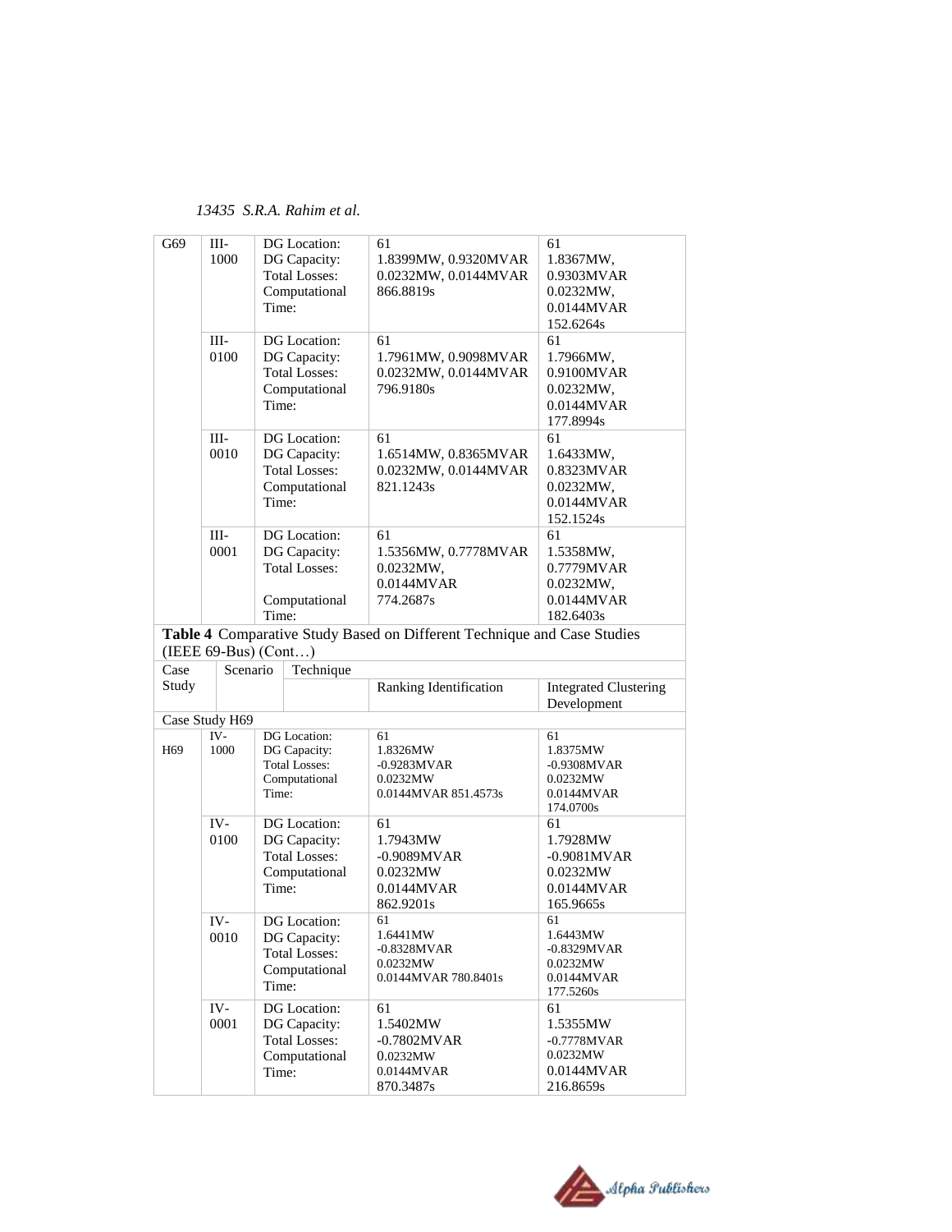| G69 | III-1000 | DG Location: DG Capacity: Total Losses: Computational Time: | 61 1.8399MW, 0.9320MVAR 0.0232MW, 0.0144MVAR 866.8819s | 61 1.8367MW, 0.9303MVAR 0.0232MW, 0.0144MVAR 152.6264s |
|---|---|---|---|---|
| | III-0100 | DG Location: DG Capacity: Total Losses: Computational Time: | 61 1.7961MW, 0.9098MVAR 0.0232MW, 0.0144MVAR 796.9180s | 61 1.7966MW, 0.9100MVAR 0.0232MW, 0.0144MVAR 177.8994s |
| | III-0010 | DG Location: DG Capacity: Total Losses: Computational Time: | 61 1.6514MW, 0.8365MVAR 0.0232MW, 0.0144MVAR 821.1243s | 61 1.6433MW, 0.8323MVAR 0.0232MW, 0.0144MVAR 152.1524s |
| | III-0001 | DG Location: DG Capacity: Total Losses: Computational Time: | 61 1.5356MW, 0.7778MVAR 0.0232MW, 0.0144MVAR 774.2687s | 61 1.5358MW, 0.7779MVAR 0.0232MW, 0.0144MVAR 182.6403s |

**Table 4** Comparative Study Based on Different Technique and Case Studies (IEEE 69-Bus) (Cont…)

| Case Study | Scenario | Technique | Ranking Identification | Integrated Clustering Development |
|---|---|---|---|---|
| Case Study H69 | | | | |
| H69 | IV-1000 | DG Location: DG Capacity: Total Losses: Computational Time: | 61 1.8326MW -0.9283MVAR 0.0232MW 0.0144MVAR 851.4573s | 61 1.8375MW -0.9308MVAR 0.0232MW 0.0144MVAR 174.0700s |
| | IV-0100 | DG Location: DG Capacity: Total Losses: Computational Time: | 61 1.7943MW -0.9089MVAR 0.0232MW 0.0144MVAR 862.9201s | 61 1.7928MW -0.9081MVAR 0.0232MW 0.0144MVAR 165.9665s |
| | IV-0010 | DG Location: DG Capacity: Total Losses: Computational Time: | 61 1.6441MW -0.8328MVAR 0.0232MW 0.0144MVAR 780.8401s | 61 1.6443MW -0.8329MVAR 0.0232MW 0.0144MVAR 177.5260s |
| | IV-0001 | DG Location: DG Capacity: Total Losses: Computational Time: | 61 1.5402MW -0.7802MVAR 0.0232MW 0.0144MVAR 870.3487s | 61 1.5355MW -0.7778MVAR 0.0232MW 0.0144MVAR 216.8659s |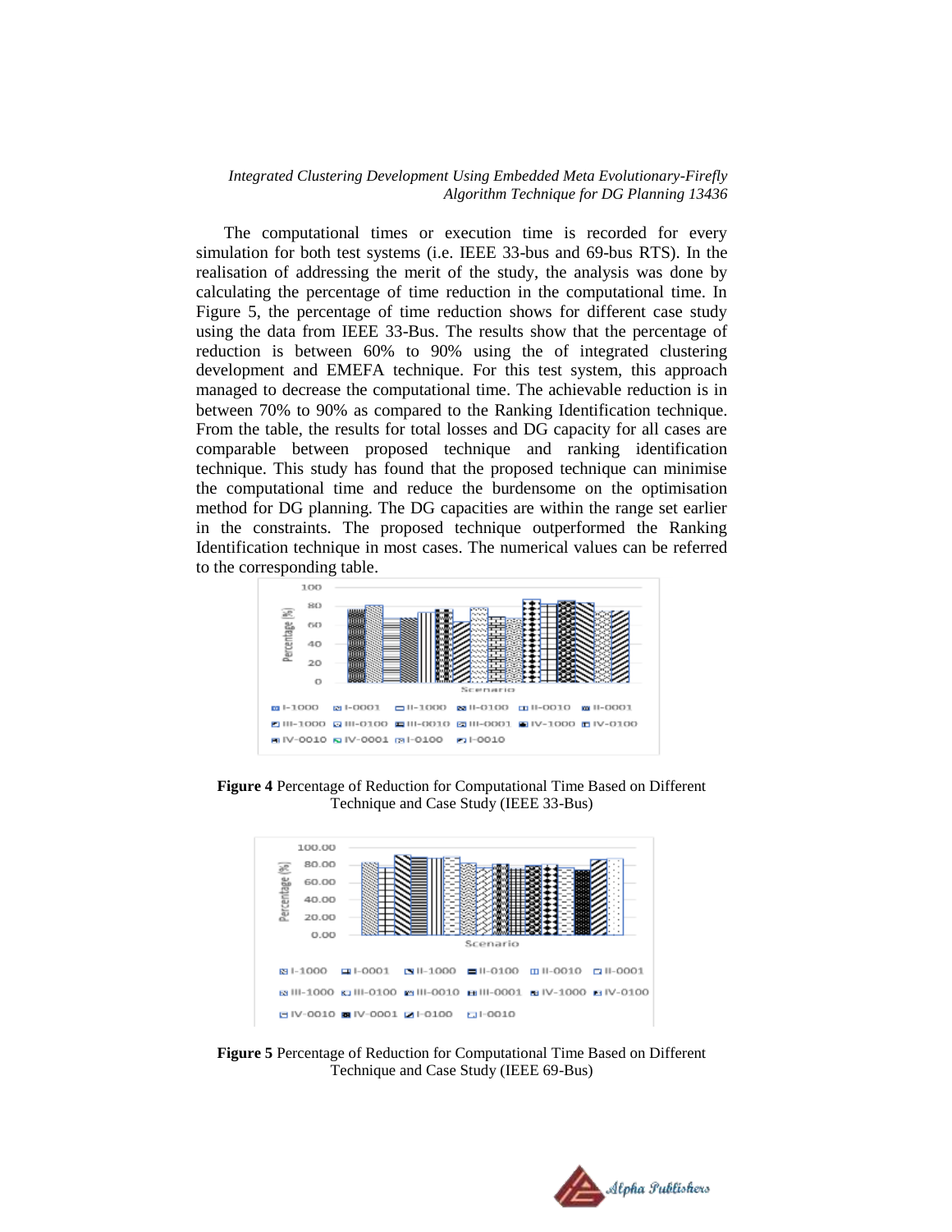The computational times or execution time is recorded for every simulation for both test systems (i.e. IEEE 33-bus and 69-bus RTS). In the realisation of addressing the merit of the study, the analysis was done by calculating the percentage of time reduction in the computational time. In Figure 5, the percentage of time reduction shows for different case study using the data from IEEE 33-Bus. The results show that the percentage of reduction is between 60% to 90% using the of integrated clustering development and EMEFA technique. For this test system, this approach managed to decrease the computational time. The achievable reduction is in between 70% to 90% as compared to the Ranking Identification technique. From the table, the results for total losses and DG capacity for all cases are comparable between proposed technique and ranking identification technique. This study has found that the proposed technique can minimise the computational time and reduce the burdensome on the optimisation method for DG planning. The DG capacities are within the range set earlier in the constraints. The proposed technique outperformed the Ranking Identification technique in most cases. The numerical values can be referred to the corresponding table.

**Figure 4** Percentage of Reduction for Computational Time Based on Different Technique and Case Study (IEEE 33-Bus)

**Figure 5** Percentage of Reduction for Computational Time Based on Different Technique and Case Study (IEEE 69-Bus)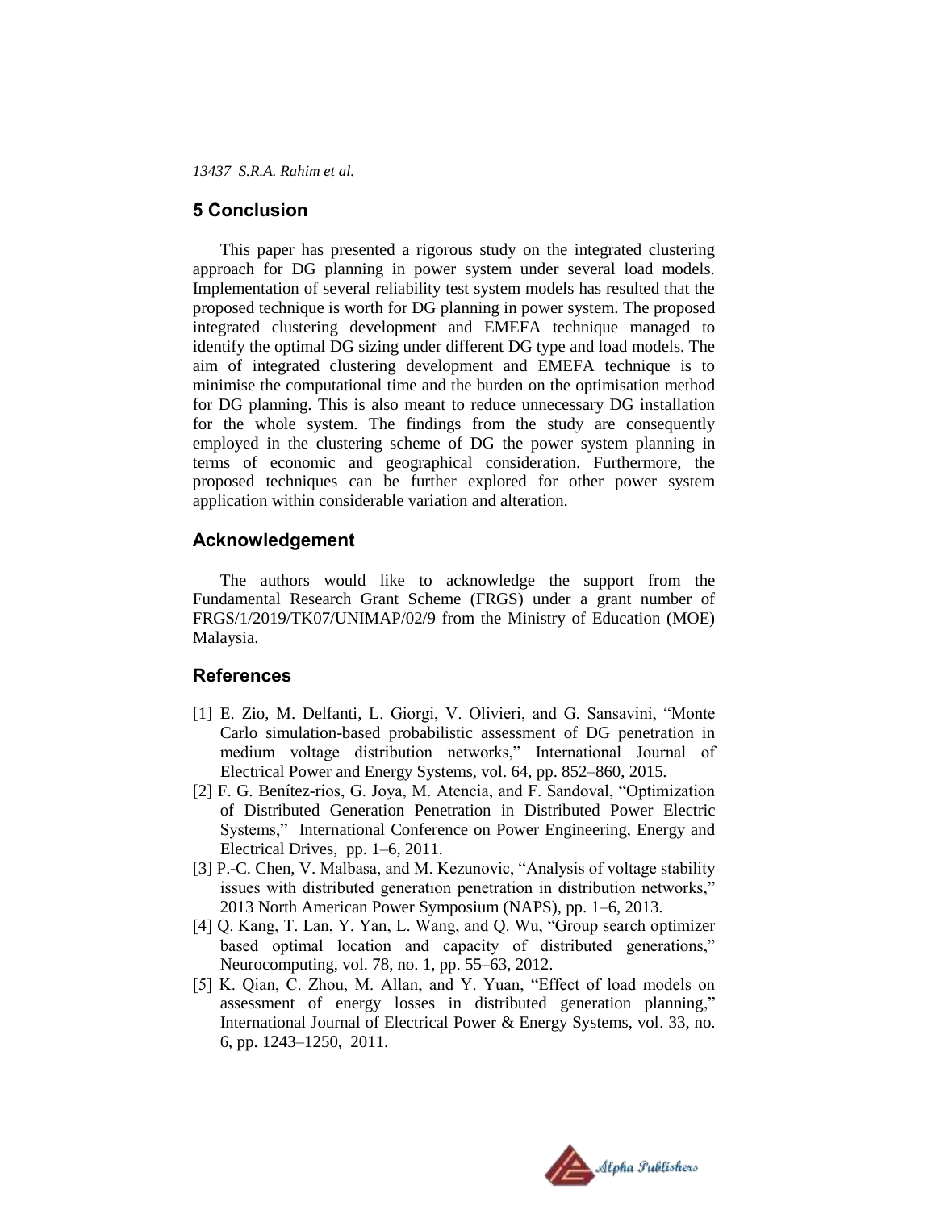## 5 Conclusion

This paper has presented a rigorous study on the integrated clustering approach for DG planning in power system under several load models. Implementation of several reliability test system models has resulted that the proposed technique is worth for DG planning in power system. The proposed integrated clustering development and EMEFA technique managed to identify the optimal DG sizing under different DG type and load models. The aim of integrated clustering development and EMEFA technique is to minimise the computational time and the burden on the optimisation method for DG planning. This is also meant to reduce unnecessary DG installation for the whole system. The findings from the study are consequently employed in the clustering scheme of DG the power system planning in terms of economic and geographical consideration. Furthermore, the proposed techniques can be further explored for other power system application within considerable variation and alteration.

## Acknowledgement

The authors would like to acknowledge the support from the Fundamental Research Grant Scheme (FRGS) under a grant number of FRGS/1/2019/TK07/UNIMAP/02/9 from the Ministry of Education (MOE) Malaysia.

## References

[1] E. Zio, M. Delfanti, L. Giorgi, V. Olivieri, and G. Sansavini, "Monte Carlo simulation-based probabilistic assessment of DG penetration in medium voltage distribution networks," International Journal of Electrical Power and Energy Systems, vol. 64, pp. 852–860, 2015.

[2] F. G. Benítez-rios, G. Joya, M. Atencia, and F. Sandoval, "Optimization of Distributed Generation Penetration in Distributed Power Electric Systems," International Conference on Power Engineering, Energy and Electrical Drives, pp. 1–6, 2011.

[3] P.-C. Chen, V. Malbasa, and M. Kezunovic, "Analysis of voltage stability issues with distributed generation penetration in distribution networks," 2013 North American Power Symposium (NAPS), pp. 1–6, 2013.

[4] Q. Kang, T. Lan, Y. Yan, L. Wang, and Q. Wu, "Group search optimizer based optimal location and capacity of distributed generations," Neurocomputing, vol. 78, no. 1, pp. 55–63, 2012.

[5] K. Qian, C. Zhou, M. Allan, and Y. Yuan, "Effect of load models on assessment of energy losses in distributed generation planning," International Journal of Electrical Power & Energy Systems, vol. 33, no. 6, pp. 1243–1250, 2011.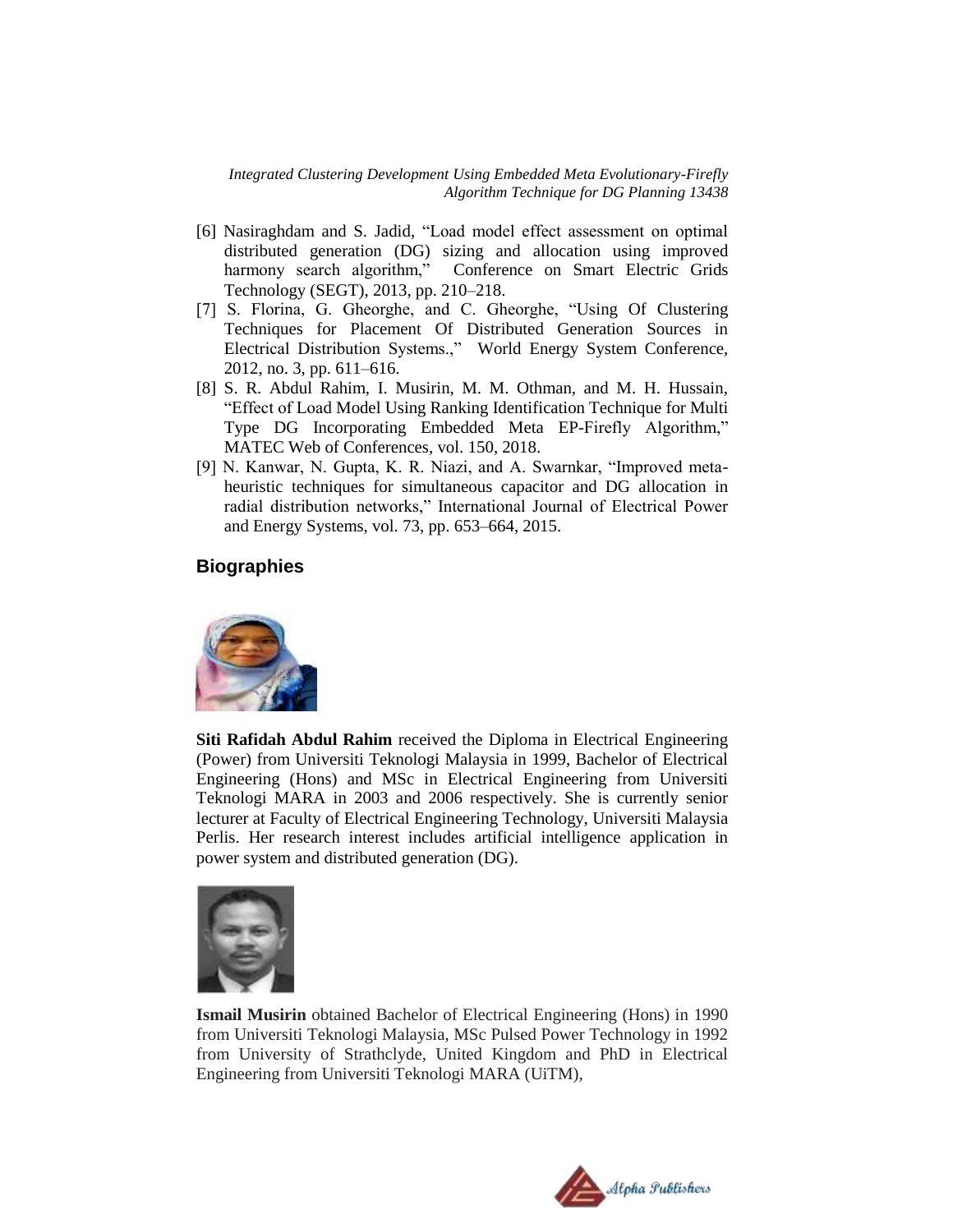[6] Nasiraghdam and S. Jadid, "Load model effect assessment on optimal distributed generation (DG) sizing and allocation using improved harmony search algorithm," Conference on Smart Electric Grids Technology (SEGT), 2013, pp. 210–218.

[7] S. Florina, G. Gheorghe, and C. Gheorghe, "Using Of Clustering Techniques for Placement Of Distributed Generation Sources in Electrical Distribution Systems.," World Energy System Conference, 2012, no. 3, pp. 611–616.

[8] S. R. Abdul Rahim, I. Musirin, M. M. Othman, and M. H. Hussain, "Effect of Load Model Using Ranking Identification Technique for Multi Type DG Incorporating Embedded Meta EP-Firefly Algorithm," MATEC Web of Conferences, vol. 150, 2018.

[9] N. Kanwar, N. Gupta, K. R. Niazi, and A. Swarnkar, "Improved meta-heuristic techniques for simultaneous capacitor and DG allocation in radial distribution networks," International Journal of Electrical Power and Energy Systems, vol. 73, pp. 653–664, 2015.

## Biographies

**Siti Rafidah Abdul Rahim** received the Diploma in Electrical Engineering (Power) from Universiti Teknologi Malaysia in 1999, Bachelor of Electrical Engineering (Hons) and MSc in Electrical Engineering from Universiti Teknologi MARA in 2003 and 2006 respectively. She is currently senior lecturer at Faculty of Electrical Engineering Technology, Universiti Malaysia Perlis. Her research interest includes artificial intelligence application in power system and distributed generation (DG).

**Ismail Musirin** obtained Bachelor of Electrical Engineering (Hons) in 1990 from Universiti Teknologi Malaysia, MSc Pulsed Power Technology in 1992 from University of Strathclyde, United Kingdom and PhD in Electrical Engineering from Universiti Teknologi MARA (UiTM),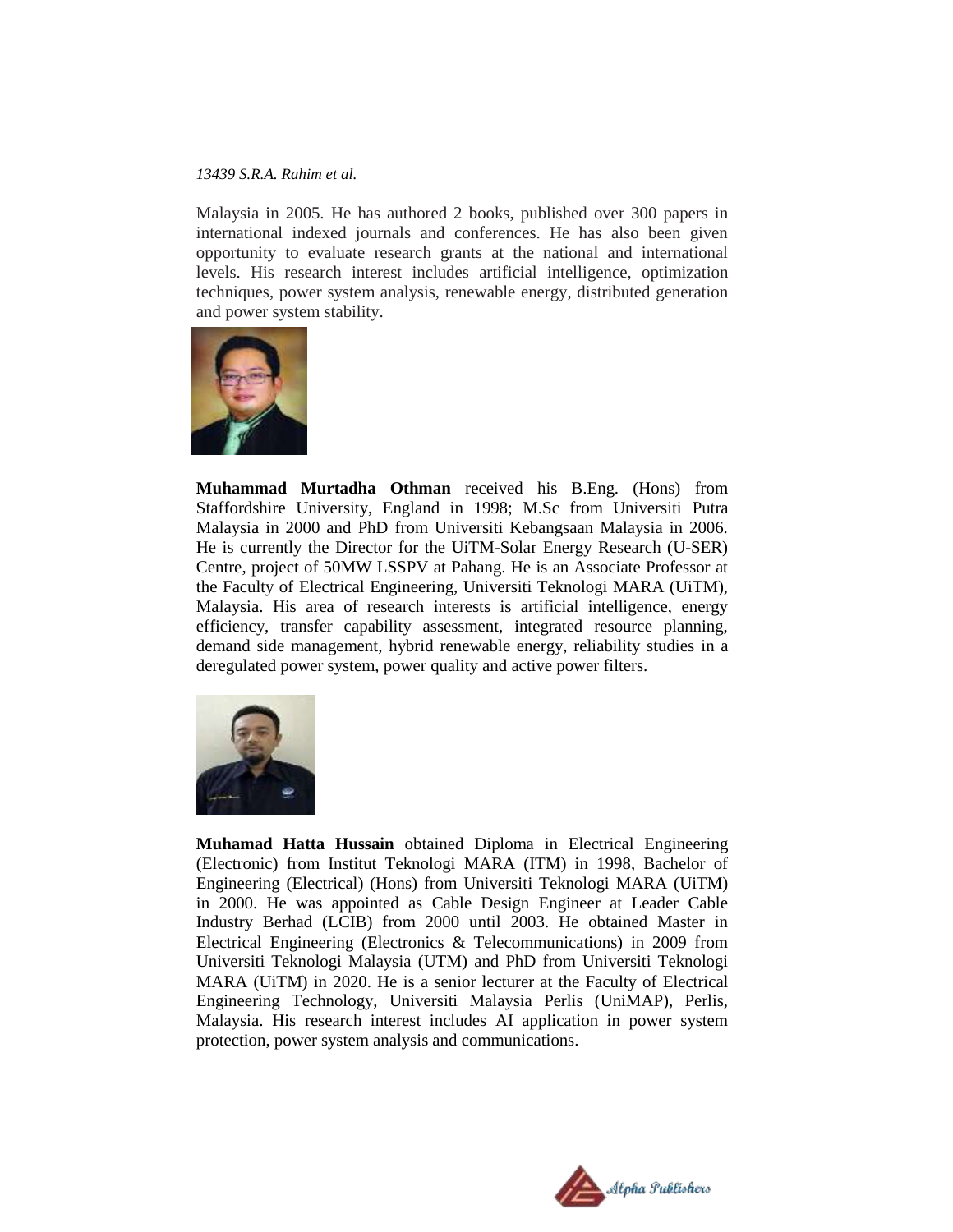Malaysia in 2005. He has authored 2 books, published over 300 papers in international indexed journals and conferences. He has also been given opportunity to evaluate research grants at the national and international levels. His research interest includes artificial intelligence, optimization techniques, power system analysis, renewable energy, distributed generation and power system stability.

**Muhammad Murtadha Othman** received his B.Eng. (Hons) from Staffordshire University, England in 1998; M.Sc from Universiti Putra Malaysia in 2000 and PhD from Universiti Kebangsaan Malaysia in 2006. He is currently the Director for the UiTM-Solar Energy Research (U-SER) Centre, project of 50MW LSSPV at Pahang. He is an Associate Professor at the Faculty of Electrical Engineering, Universiti Teknologi MARA (UiTM), Malaysia. His area of research interests is artificial intelligence, energy efficiency, transfer capability assessment, integrated resource planning, demand side management, hybrid renewable energy, reliability studies in a deregulated power system, power quality and active power filters.

**Muhamad Hatta Hussain** obtained Diploma in Electrical Engineering (Electronic) from Institut Teknologi MARA (ITM) in 1998, Bachelor of Engineering (Electrical) (Hons) from Universiti Teknologi MARA (UiTM) in 2000. He was appointed as Cable Design Engineer at Leader Cable Industry Berhad (LCIB) from 2000 until 2003. He obtained Master in Electrical Engineering (Electronics & Telecommunications) in 2009 from Universiti Teknologi Malaysia (UTM) and PhD from Universiti Teknologi MARA (UiTM) in 2020. He is a senior lecturer at the Faculty of Electrical Engineering Technology, Universiti Malaysia Perlis (UniMAP), Perlis, Malaysia. His research interest includes AI application in power system protection, power system analysis and communications.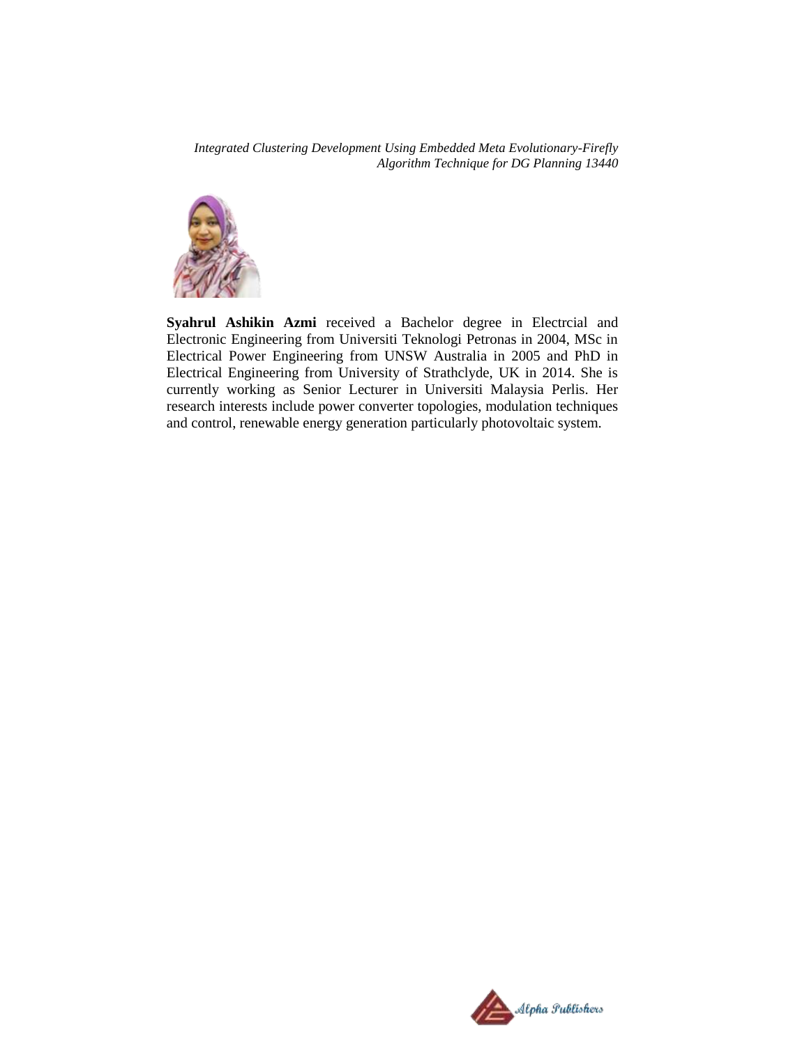**Syahrul Ashikin Azmi** received a Bachelor degree in Electrcial and Electronic Engineering from Universiti Teknologi Petronas in 2004, MSc in Electrical Power Engineering from UNSW Australia in 2005 and PhD in Electrical Engineering from University of Strathclyde, UK in 2014. She is currently working as Senior Lecturer in Universiti Malaysia Perlis. Her research interests include power converter topologies, modulation techniques and control, renewable energy generation particularly photovoltaic system.